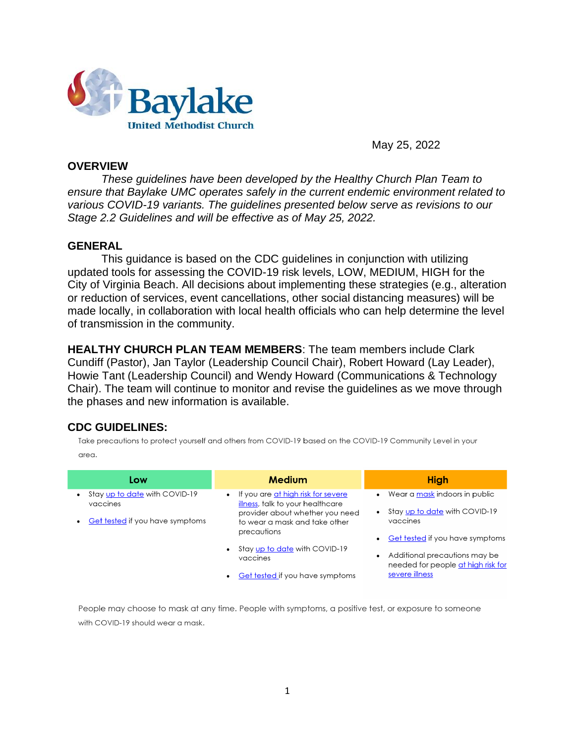Baylake
United Methodist Church

May 25, 2022

## OVERVIEW

*These guidelines have been developed by the Healthy Church Plan Team to ensure that Baylake UMC operates safely in the current endemic environment related to various COVID-19 variants. The guidelines presented below serve as revisions to our Stage 2.2 Guidelines and will be effective as of May 25, 2022.*

## GENERAL

This guidance is based on the CDC guidelines in conjunction with utilizing updated tools for assessing the COVID-19 risk levels, LOW, MEDIUM, HIGH for the City of Virginia Beach. All decisions about implementing these strategies (e.g., alteration or reduction of services, event cancellations, other social distancing measures) will be made locally, in collaboration with local health officials who can help determine the level of transmission in the community.

**HEALTHY CHURCH PLAN TEAM MEMBERS**: The team members include Clark Cundiff (Pastor), Jan Taylor (Leadership Council Chair), Robert Howard (Lay Leader), Howie Tant (Leadership Council) and Wendy Howard (Communications & Technology Chair). The team will continue to monitor and revise the guidelines as we move through the phases and new information is available.

## CDC GUIDELINES:

Take precautions to protect yourself and others from COVID-19 based on the COVID-19 Community Level in your area.

| Low | Medium | High |
|---|---|---|
| • Stay up to date with COVID-19 vaccines<br>• Get tested if you have symptoms | • If you are at high risk for severe illness, talk to your healthcare provider about whether you need to wear a mask and take other precautions<br>• Stay up to date with COVID-19 vaccines<br>• Get tested if you have symptoms | • Wear a mask indoors in public<br>• Stay up to date with COVID-19 vaccines<br>• Get tested if you have symptoms<br>• Additional precautions may be needed for people at high risk for severe illness |

People may choose to mask at any time. People with symptoms, a positive test, or exposure to someone with COVID-19 should wear a mask.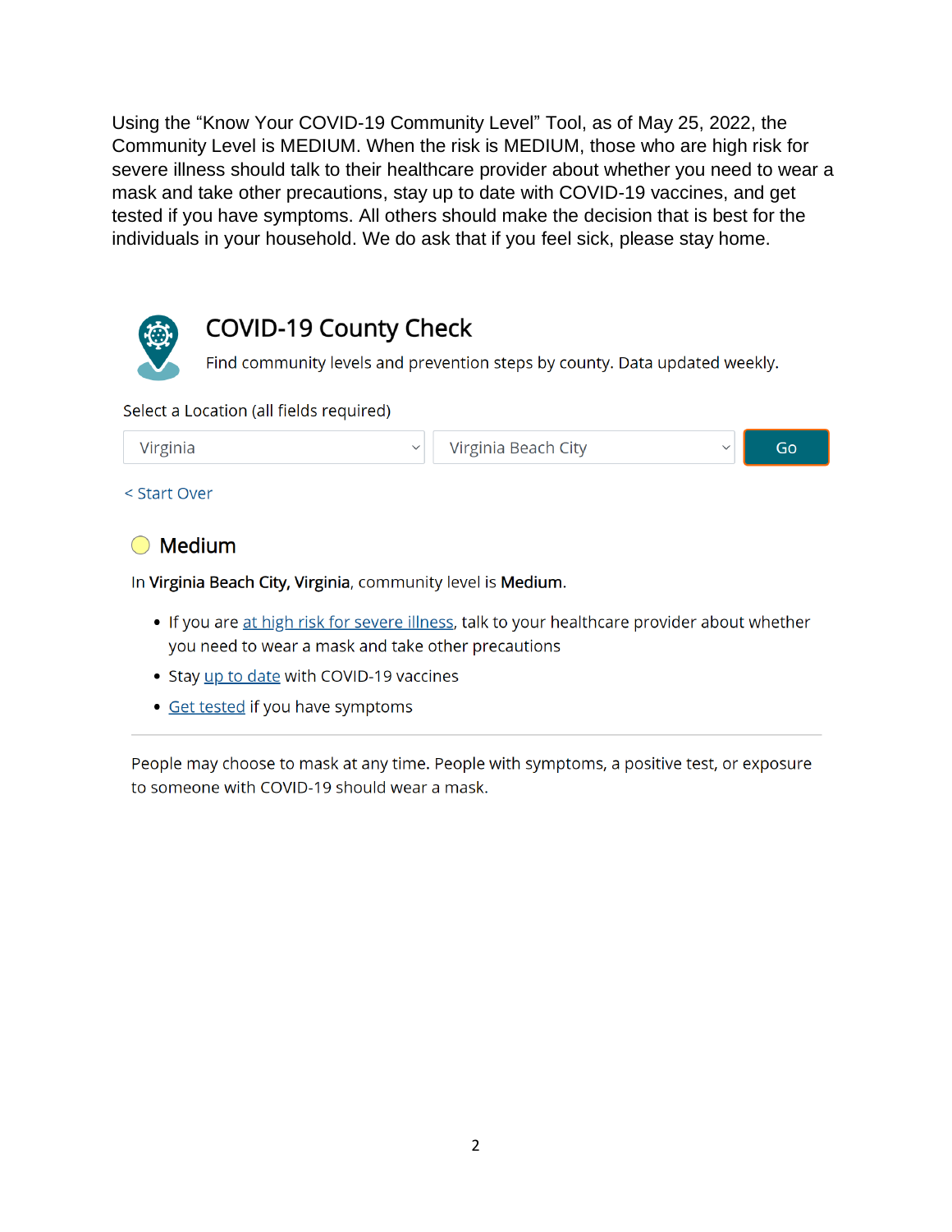Using the "Know Your COVID-19 Community Level" Tool, as of May 25, 2022, the Community Level is MEDIUM. When the risk is MEDIUM, those who are high risk for severe illness should talk to their healthcare provider about whether you need to wear a mask and take other precautions, stay up to date with COVID-19 vaccines, and get tested if you have symptoms. All others should make the decision that is best for the individuals in your household. We do ask that if you feel sick, please stay home.

## COVID-19 County Check

Find community levels and prevention steps by county. Data updated weekly.

Select a Location (all fields required)

Virginia | Virginia Beach City | Go

< Start Over

### Medium

In **Virginia Beach City, Virginia**, community level is **Medium**.

- If you are at high risk for severe illness, talk to your healthcare provider about whether you need to wear a mask and take other precautions
- Stay up to date with COVID-19 vaccines
- Get tested if you have symptoms

---

People may choose to mask at any time. People with symptoms, a positive test, or exposure to someone with COVID-19 should wear a mask.